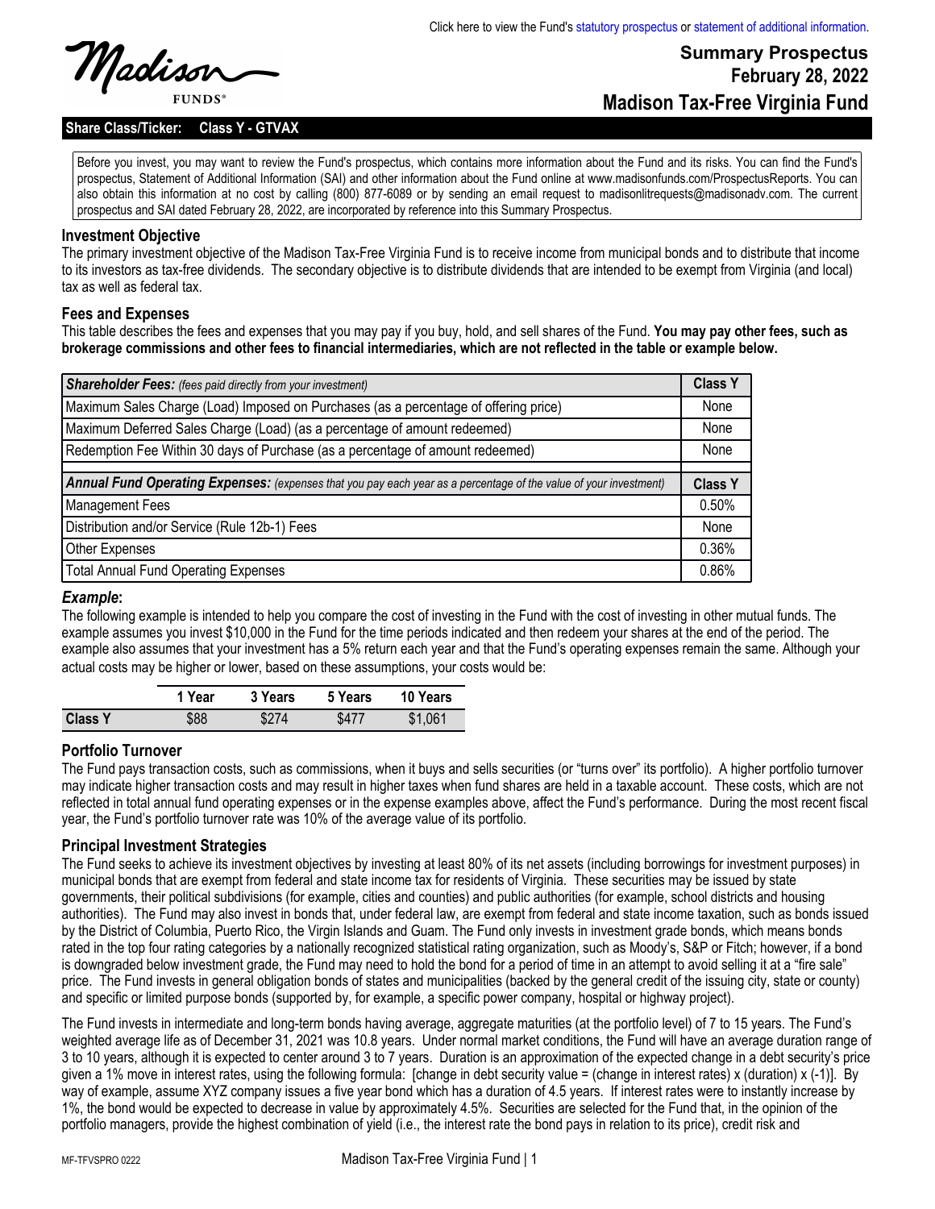Click here to view the Fund's statutory prospectus or statement of additional information.

Madison FUNDS®

# Summary Prospectus
## February 28, 2022
## Madison Tax-Free Virginia Fund

**Share Class/Ticker: Class Y - GTVAX**

Before you invest, you may want to review the Fund's prospectus, which contains more information about the Fund and its risks. You can find the Fund's prospectus, Statement of Additional Information (SAI) and other information about the Fund online at www.madisonfunds.com/ProspectusReports. You can also obtain this information at no cost by calling (800) 877-6089 or by sending an email request to madisonlitrequests@madisonadv.com. The current prospectus and SAI dated February 28, 2022, are incorporated by reference into this Summary Prospectus.

### Investment Objective

The primary investment objective of the Madison Tax-Free Virginia Fund is to receive income from municipal bonds and to distribute that income to its investors as tax-free dividends. The secondary objective is to distribute dividends that are intended to be exempt from Virginia (and local) tax as well as federal tax.

### Fees and Expenses

This table describes the fees and expenses that you may pay if you buy, hold, and sell shares of the Fund. **You may pay other fees, such as brokerage commissions and other fees to financial intermediaries, which are not reflected in the table or example below.**

| ***Shareholder Fees:*** *(fees paid directly from your investment)* | **Class Y** |
|---|---|
| Maximum Sales Charge (Load) Imposed on Purchases (as a percentage of offering price) | None |
| Maximum Deferred Sales Charge (Load) (as a percentage of amount redeemed) | None |
| Redemption Fee Within 30 days of Purchase (as a percentage of amount redeemed) | None |
| | |
| ***Annual Fund Operating Expenses:*** *(expenses that you pay each year as a percentage of the value of your investment)* | **Class Y** |
| Management Fees | 0.50% |
| Distribution and/or Service (Rule 12b-1) Fees | None |
| Other Expenses | 0.36% |
| Total Annual Fund Operating Expenses | 0.86% |

### *Example*:

The following example is intended to help you compare the cost of investing in the Fund with the cost of investing in other mutual funds. The example assumes you invest $10,000 in the Fund for the time periods indicated and then redeem your shares at the end of the period. The example also assumes that your investment has a 5% return each year and that the Fund's operating expenses remain the same. Although your actual costs may be higher or lower, based on these assumptions, your costs would be:

| | 1 Year | 3 Years | 5 Years | 10 Years |
|---|---|---|---|---|
| **Class Y** | $88 | $274 | $477 | $1,061 |

### Portfolio Turnover

The Fund pays transaction costs, such as commissions, when it buys and sells securities (or "turns over" its portfolio). A higher portfolio turnover may indicate higher transaction costs and may result in higher taxes when fund shares are held in a taxable account. These costs, which are not reflected in total annual fund operating expenses or in the expense examples above, affect the Fund's performance. During the most recent fiscal year, the Fund's portfolio turnover rate was 10% of the average value of its portfolio.

### Principal Investment Strategies

The Fund seeks to achieve its investment objectives by investing at least 80% of its net assets (including borrowings for investment purposes) in municipal bonds that are exempt from federal and state income tax for residents of Virginia. These securities may be issued by state governments, their political subdivisions (for example, cities and counties) and public authorities (for example, school districts and housing authorities). The Fund may also invest in bonds that, under federal law, are exempt from federal and state income taxation, such as bonds issued by the District of Columbia, Puerto Rico, the Virgin Islands and Guam. The Fund only invests in investment grade bonds, which means bonds rated in the top four rating categories by a nationally recognized statistical rating organization, such as Moody's, S&P or Fitch; however, if a bond is downgraded below investment grade, the Fund may need to hold the bond for a period of time in an attempt to avoid selling it at a "fire sale" price. The Fund invests in general obligation bonds of states and municipalities (backed by the general credit of the issuing city, state or county) and specific or limited purpose bonds (supported by, for example, a specific power company, hospital or highway project).

The Fund invests in intermediate and long-term bonds having average, aggregate maturities (at the portfolio level) of 7 to 15 years. The Fund's weighted average life as of December 31, 2021 was 10.8 years. Under normal market conditions, the Fund will have an average duration range of 3 to 10 years, although it is expected to center around 3 to 7 years. Duration is an approximation of the expected change in a debt security's price given a 1% move in interest rates, using the following formula: [change in debt security value = (change in interest rates) x (duration) x (-1)]. By way of example, assume XYZ company issues a five year bond which has a duration of 4.5 years. If interest rates were to instantly increase by 1%, the bond would be expected to decrease in value by approximately 4.5%. Securities are selected for the Fund that, in the opinion of the portfolio managers, provide the highest combination of yield (i.e., the interest rate the bond pays in relation to its price), credit risk and

MF-TFVSPRO 0222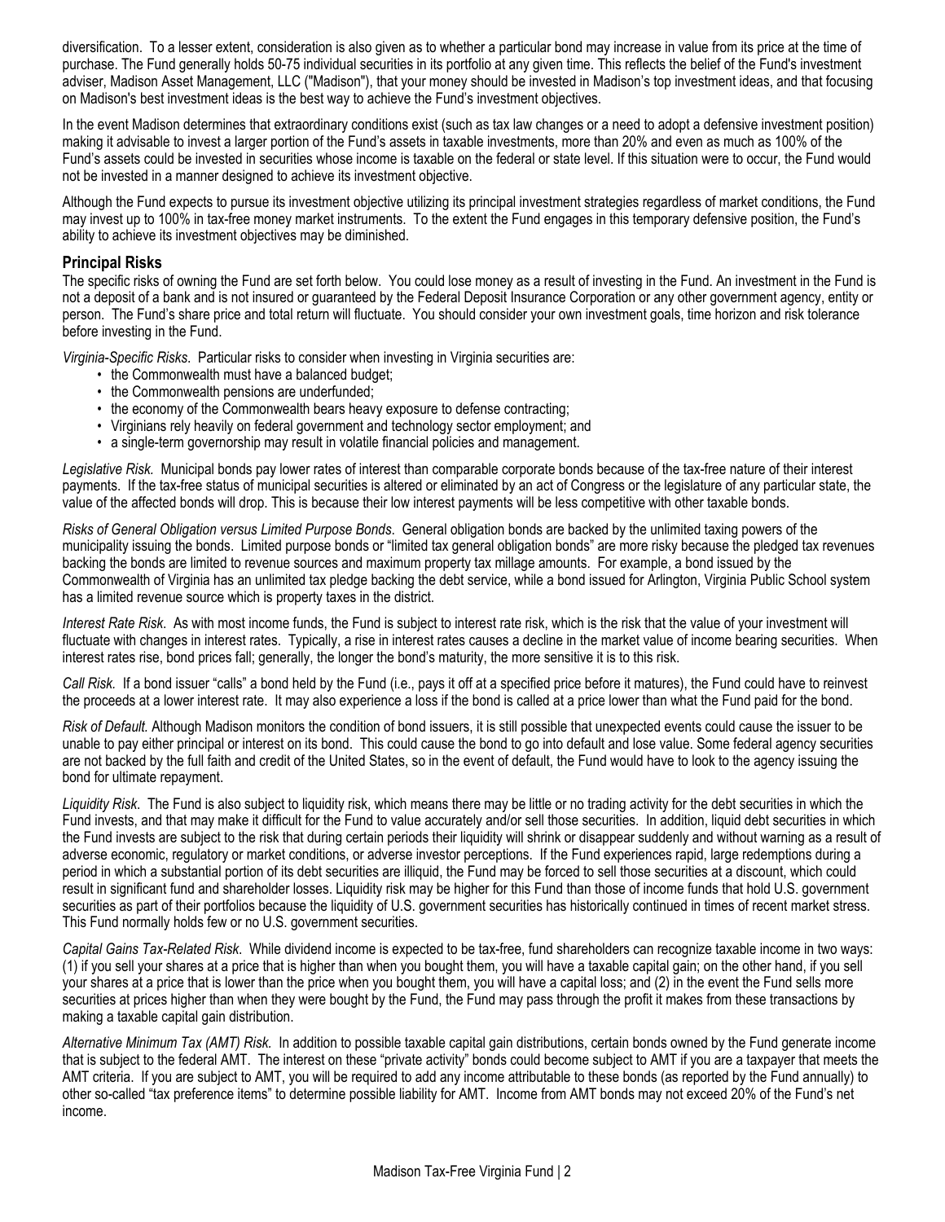diversification. To a lesser extent, consideration is also given as to whether a particular bond may increase in value from its price at the time of purchase. The Fund generally holds 50-75 individual securities in its portfolio at any given time. This reflects the belief of the Fund's investment adviser, Madison Asset Management, LLC ("Madison"), that your money should be invested in Madison's top investment ideas, and that focusing on Madison's best investment ideas is the best way to achieve the Fund's investment objectives.

In the event Madison determines that extraordinary conditions exist (such as tax law changes or a need to adopt a defensive investment position) making it advisable to invest a larger portion of the Fund's assets in taxable investments, more than 20% and even as much as 100% of the Fund's assets could be invested in securities whose income is taxable on the federal or state level. If this situation were to occur, the Fund would not be invested in a manner designed to achieve its investment objective.

Although the Fund expects to pursue its investment objective utilizing its principal investment strategies regardless of market conditions, the Fund may invest up to 100% in tax-free money market instruments. To the extent the Fund engages in this temporary defensive position, the Fund's ability to achieve its investment objectives may be diminished.

### Principal Risks

The specific risks of owning the Fund are set forth below. You could lose money as a result of investing in the Fund. An investment in the Fund is not a deposit of a bank and is not insured or guaranteed by the Federal Deposit Insurance Corporation or any other government agency, entity or person. The Fund's share price and total return will fluctuate. You should consider your own investment goals, time horizon and risk tolerance before investing in the Fund.

*Virginia-Specific Risks*. Particular risks to consider when investing in Virginia securities are:

- the Commonwealth must have a balanced budget;
- the Commonwealth pensions are underfunded;
- the economy of the Commonwealth bears heavy exposure to defense contracting;
- Virginians rely heavily on federal government and technology sector employment; and
- a single-term governorship may result in volatile financial policies and management.

*Legislative Risk.* Municipal bonds pay lower rates of interest than comparable corporate bonds because of the tax-free nature of their interest payments. If the tax-free status of municipal securities is altered or eliminated by an act of Congress or the legislature of any particular state, the value of the affected bonds will drop. This is because their low interest payments will be less competitive with other taxable bonds.

*Risks of General Obligation versus Limited Purpose Bonds*. General obligation bonds are backed by the unlimited taxing powers of the municipality issuing the bonds. Limited purpose bonds or "limited tax general obligation bonds" are more risky because the pledged tax revenues backing the bonds are limited to revenue sources and maximum property tax millage amounts. For example, a bond issued by the Commonwealth of Virginia has an unlimited tax pledge backing the debt service, while a bond issued for Arlington, Virginia Public School system has a limited revenue source which is property taxes in the district.

*Interest Rate Risk.* As with most income funds, the Fund is subject to interest rate risk, which is the risk that the value of your investment will fluctuate with changes in interest rates. Typically, a rise in interest rates causes a decline in the market value of income bearing securities. When interest rates rise, bond prices fall; generally, the longer the bond's maturity, the more sensitive it is to this risk.

*Call Risk.* If a bond issuer "calls" a bond held by the Fund (i.e., pays it off at a specified price before it matures), the Fund could have to reinvest the proceeds at a lower interest rate. It may also experience a loss if the bond is called at a price lower than what the Fund paid for the bond.

*Risk of Default.* Although Madison monitors the condition of bond issuers, it is still possible that unexpected events could cause the issuer to be unable to pay either principal or interest on its bond. This could cause the bond to go into default and lose value. Some federal agency securities are not backed by the full faith and credit of the United States, so in the event of default, the Fund would have to look to the agency issuing the bond for ultimate repayment.

*Liquidity Risk*. The Fund is also subject to liquidity risk, which means there may be little or no trading activity for the debt securities in which the Fund invests, and that may make it difficult for the Fund to value accurately and/or sell those securities. In addition, liquid debt securities in which the Fund invests are subject to the risk that during certain periods their liquidity will shrink or disappear suddenly and without warning as a result of adverse economic, regulatory or market conditions, or adverse investor perceptions. If the Fund experiences rapid, large redemptions during a period in which a substantial portion of its debt securities are illiquid, the Fund may be forced to sell those securities at a discount, which could result in significant fund and shareholder losses. Liquidity risk may be higher for this Fund than those of income funds that hold U.S. government securities as part of their portfolios because the liquidity of U.S. government securities has historically continued in times of recent market stress. This Fund normally holds few or no U.S. government securities.

*Capital Gains Tax-Related Risk*. While dividend income is expected to be tax-free, fund shareholders can recognize taxable income in two ways: (1) if you sell your shares at a price that is higher than when you bought them, you will have a taxable capital gain; on the other hand, if you sell your shares at a price that is lower than the price when you bought them, you will have a capital loss; and (2) in the event the Fund sells more securities at prices higher than when they were bought by the Fund, the Fund may pass through the profit it makes from these transactions by making a taxable capital gain distribution.

*Alternative Minimum Tax (AMT) Risk.* In addition to possible taxable capital gain distributions, certain bonds owned by the Fund generate income that is subject to the federal AMT. The interest on these "private activity" bonds could become subject to AMT if you are a taxpayer that meets the AMT criteria. If you are subject to AMT, you will be required to add any income attributable to these bonds (as reported by the Fund annually) to other so-called "tax preference items" to determine possible liability for AMT. Income from AMT bonds may not exceed 20% of the Fund's net income.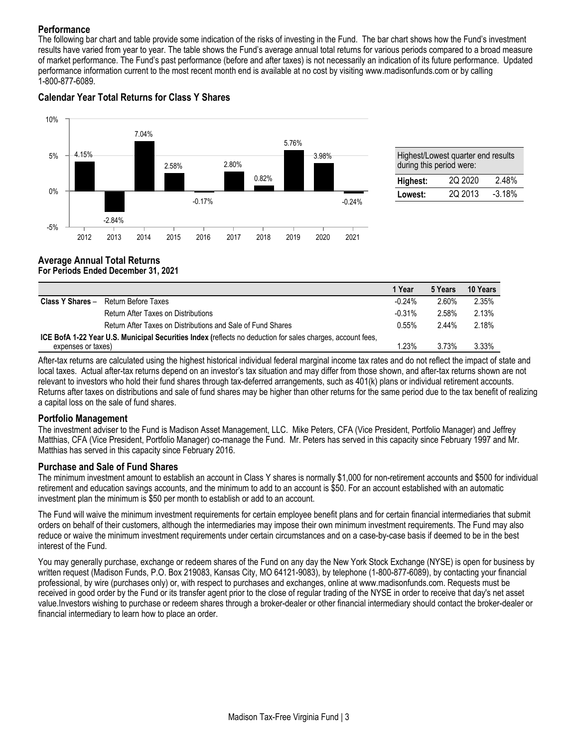## Performance

The following bar chart and table provide some indication of the risks of investing in the Fund. The bar chart shows how the Fund's investment results have varied from year to year. The table shows the Fund's average annual total returns for various periods compared to a broad measure of market performance. The Fund's past performance (before and after taxes) is not necessarily an indication of its future performance. Updated performance information current to the most recent month end is available at no cost by visiting www.madisonfunds.com or by calling 1-800-877-6089.

### Calendar Year Total Returns for Class Y Shares

| Year | Total Return |
|---|---|
| 2012 | 4.15% |
| 2013 | -2.84% |
| 2014 | 7.04% |
| 2015 | 2.58% |
| 2016 | -0.17% |
| 2017 | 2.80% |
| 2018 | 0.82% |
| 2019 | 5.76% |
| 2020 | 3.98% |
| 2021 | -0.24% |

| Highest/Lowest quarter end results during this period were: | | |
|---|---|---|
| **Highest:** | 2Q 2020 | 2.48% |
| **Lowest:** | 2Q 2013 | -3.18% |

### Average Annual Total Returns
**For Periods Ended December 31, 2021**

| | | 1 Year | 5 Years | 10 Years |
|---|---|---|---|---|
| **Class Y Shares** – | Return Before Taxes | -0.24% | 2.60% | 2.35% |
| | Return After Taxes on Distributions | -0.31% | 2.58% | 2.13% |
| | Return After Taxes on Distributions and Sale of Fund Shares | 0.55% | 2.44% | 2.18% |
| **ICE BofA 1-22 Year U.S. Municipal Securities Index** (reflects no deduction for sales charges, account fees, expenses or taxes) | | 1.23% | 3.73% | 3.33% |

After-tax returns are calculated using the highest historical individual federal marginal income tax rates and do not reflect the impact of state and local taxes. Actual after-tax returns depend on an investor's tax situation and may differ from those shown, and after-tax returns shown are not relevant to investors who hold their fund shares through tax-deferred arrangements, such as 401(k) plans or individual retirement accounts. Returns after taxes on distributions and sale of fund shares may be higher than other returns for the same period due to the tax benefit of realizing a capital loss on the sale of fund shares.

## Portfolio Management

The investment adviser to the Fund is Madison Asset Management, LLC. Mike Peters, CFA (Vice President, Portfolio Manager) and Jeffrey Matthias, CFA (Vice President, Portfolio Manager) co-manage the Fund. Mr. Peters has served in this capacity since February 1997 and Mr. Matthias has served in this capacity since February 2016.

## Purchase and Sale of Fund Shares

The minimum investment amount to establish an account in Class Y shares is normally $1,000 for non-retirement accounts and $500 for individual retirement and education savings accounts, and the minimum to add to an account is $50. For an account established with an automatic investment plan the minimum is $50 per month to establish or add to an account.

The Fund will waive the minimum investment requirements for certain employee benefit plans and for certain financial intermediaries that submit orders on behalf of their customers, although the intermediaries may impose their own minimum investment requirements. The Fund may also reduce or waive the minimum investment requirements under certain circumstances and on a case-by-case basis if deemed to be in the best interest of the Fund.

You may generally purchase, exchange or redeem shares of the Fund on any day the New York Stock Exchange (NYSE) is open for business by written request (Madison Funds, P.O. Box 219083, Kansas City, MO 64121-9083), by telephone (1-800-877-6089), by contacting your financial professional, by wire (purchases only) or, with respect to purchases and exchanges, online at www.madisonfunds.com. Requests must be received in good order by the Fund or its transfer agent prior to the close of regular trading of the NYSE in order to receive that day's net asset value.Investors wishing to purchase or redeem shares through a broker-dealer or other financial intermediary should contact the broker-dealer or financial intermediary to learn how to place an order.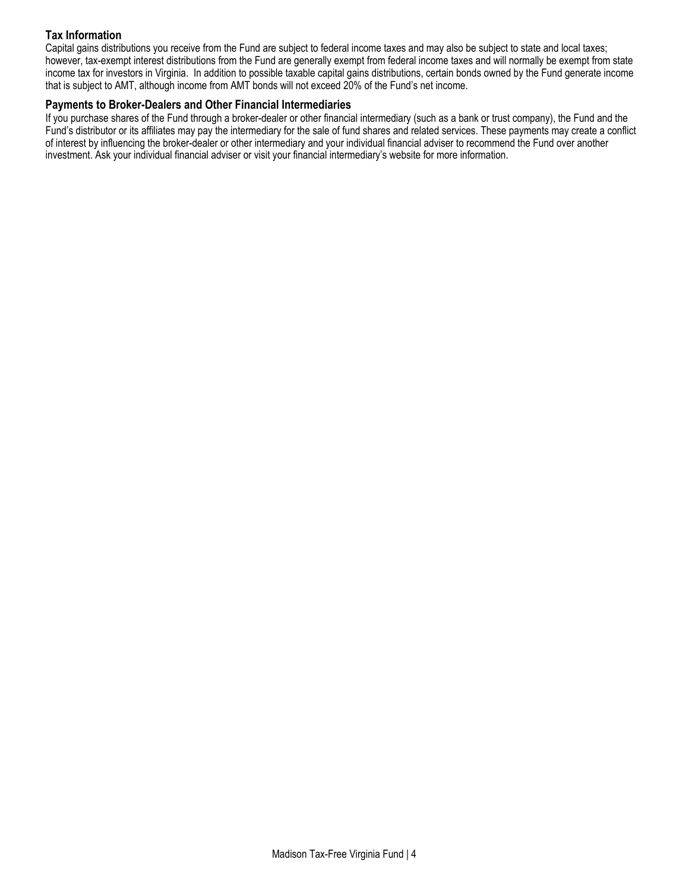## Tax Information

Capital gains distributions you receive from the Fund are subject to federal income taxes and may also be subject to state and local taxes; however, tax-exempt interest distributions from the Fund are generally exempt from federal income taxes and will normally be exempt from state income tax for investors in Virginia. In addition to possible taxable capital gains distributions, certain bonds owned by the Fund generate income that is subject to AMT, although income from AMT bonds will not exceed 20% of the Fund's net income.

## Payments to Broker-Dealers and Other Financial Intermediaries

If you purchase shares of the Fund through a broker-dealer or other financial intermediary (such as a bank or trust company), the Fund and the Fund's distributor or its affiliates may pay the intermediary for the sale of fund shares and related services. These payments may create a conflict of interest by influencing the broker-dealer or other intermediary and your individual financial adviser to recommend the Fund over another investment. Ask your individual financial adviser or visit your financial intermediary's website for more information.